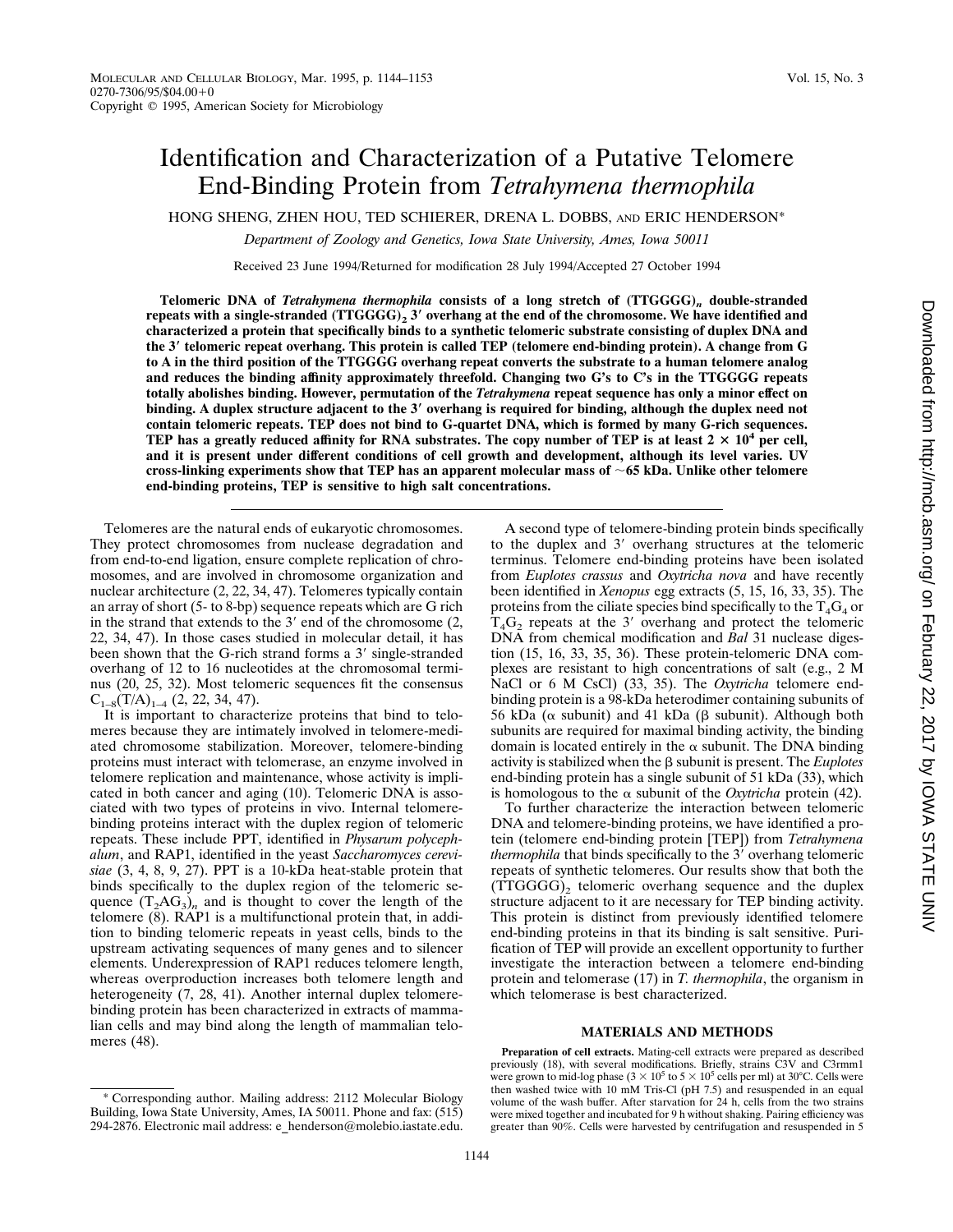# Identification and Characterization of a Putative Telomere End-Binding Protein from *Tetrahymena thermophila*

HONG SHENG, ZHEN HOU, TED SCHIERER, DRENA L. DOBBS, AND ERIC HENDERSON*

*Department of Zoology and Genetics, Iowa State University, Ames, Iowa 50011*

Received 23 June 1994/Returned for modification 28 July 1994/Accepted 27 October 1994

**Telomeric DNA of *Tetrahymena thermophila* consists of a long stretch of $(TTGGGG)_n$ double-stranded repeats with a single-stranded $(TTGGGG)_2$ 3′ overhang at the end of the chromosome. We have identified and characterized a protein that specifically binds to a synthetic telomeric substrate consisting of duplex DNA and the 3′ telomeric repeat overhang. This protein is called TEP (telomere end-binding protein). A change from G to A in the third position of the TTGGGG overhang repeat converts the substrate to a human telomere analog and reduces the binding affinity approximately threefold. Changing two G's to C's in the TTGGGG repeats totally abolishes binding. However, permutation of the *Tetrahymena* repeat sequence has only a minor effect on binding. A duplex structure adjacent to the 3′ overhang is required for binding, although the duplex need not contain telomeric repeats. TEP does not bind to G-quartet DNA, which is formed by many G-rich sequences. TEP has a greatly reduced affinity for RNA substrates. The copy number of TEP is at least $2 \times 10^4$ per cell, and it is present under different conditions of cell growth and development, although its level varies. UV cross-linking experiments show that TEP has an apparent molecular mass of ~65 kDa. Unlike other telomere end-binding proteins, TEP is sensitive to high salt concentrations.**

Telomeres are the natural ends of eukaryotic chromosomes. They protect chromosomes from nuclease degradation and from end-to-end ligation, ensure complete replication of chromosomes, and are involved in chromosome organization and nuclear architecture (2, 22, 34, 47). Telomeres typically contain an array of short (5- to 8-bp) sequence repeats which are G rich in the strand that extends to the 3′ end of the chromosome (2, 22, 34, 47). In those cases studied in molecular detail, it has been shown that the G-rich strand forms a 3′ single-stranded overhang of 12 to 16 nucleotides at the chromosomal terminus (20, 25, 32). Most telomeric sequences fit the consensus $C_{1-8}(T/A)_{1-4}$ (2, 22, 34, 47).

It is important to characterize proteins that bind to telomeres because they are intimately involved in telomere-mediated chromosome stabilization. Moreover, telomere-binding proteins must interact with telomerase, an enzyme involved in telomere replication and maintenance, whose activity is implicated in both cancer and aging (10). Telomeric DNA is associated with two types of proteins in vivo. Internal telomere-binding proteins interact with the duplex region of telomeric repeats. These include PPT, identified in *Physarum polycephalum*, and RAP1, identified in the yeast *Saccharomyces cerevisiae* (3, 4, 8, 9, 27). PPT is a 10-kDa heat-stable protein that binds specifically to the duplex region of the telomeric sequence $(T_2AG_3)_n$ and is thought to cover the length of the telomere (8). RAP1 is a multifunctional protein that, in addition to binding telomeric repeats in yeast cells, binds to the upstream activating sequences of many genes and to silencer elements. Underexpression of RAP1 reduces telomere length, whereas overproduction increases both telomere length and heterogeneity (7, 28, 41). Another internal duplex telomere-binding protein has been characterized in extracts of mammalian cells and may bind along the length of mammalian telomeres (48).

A second type of telomere-binding protein binds specifically to the duplex and 3′ overhang structures at the telomeric terminus. Telomere end-binding proteins have been isolated from *Euplotes crassus* and *Oxytricha nova* and have recently been identified in *Xenopus* egg extracts (5, 15, 16, 33, 35). The proteins from the ciliate species bind specifically to the $T_4G_4$ or $T_4G_2$ repeats at the 3′ overhang and protect the telomeric DNA from chemical modification and *Bal* 31 nuclease digestion (15, 16, 33, 35, 36). These protein-telomeric DNA complexes are resistant to high concentrations of salt (e.g., 2 M NaCl or 6 M CsCl) (33, 35). The *Oxytricha* telomere end-binding protein is a 98-kDa heterodimer containing subunits of 56 kDa (α subunit) and 41 kDa (β subunit). Although both subunits are required for maximal binding activity, the binding domain is located entirely in the α subunit. The DNA binding activity is stabilized when the β subunit is present. The *Euplotes* end-binding protein has a single subunit of 51 kDa (33), which is homologous to the α subunit of the *Oxytricha* protein (42).

To further characterize the interaction between telomeric DNA and telomere-binding proteins, we have identified a protein (telomere end-binding protein [TEP]) from *Tetrahymena thermophila* that binds specifically to the 3′ overhang telomeric repeats of synthetic telomeres. Our results show that both the $(TTGGGG)_2$ telomeric overhang sequence and the duplex structure adjacent to it are necessary for TEP binding activity. This protein is distinct from previously identified telomere end-binding proteins in that its binding is salt sensitive. Purification of TEP will provide an excellent opportunity to further investigate the interaction between a telomere end-binding protein and telomerase (17) in *T. thermophila*, the organism in which telomerase is best characterized.

## MATERIALS AND METHODS

**Preparation of cell extracts.** Mating-cell extracts were prepared as described previously (18), with several modifications. Briefly, strains C3V and C3rmm1 were grown to mid-log phase ($3 \times 10^5$ to $5 \times 10^5$ cells per ml) at 30°C. Cells were then washed twice with 10 mM Tris-Cl (pH 7.5) and resuspended in an equal volume of the wash buffer. After starvation for 24 h, cells from the two strains were mixed together and incubated for 9 h without shaking. Pairing efficiency was greater than 90%. Cells were harvested by centrifugation and resuspended in 5

---

* Corresponding author. Mailing address: 2112 Molecular Biology Building, Iowa State University, Ames, IA 50011. Phone and fax: (515) 294-2876. Electronic mail address: e_henderson@molebio.iastate.edu.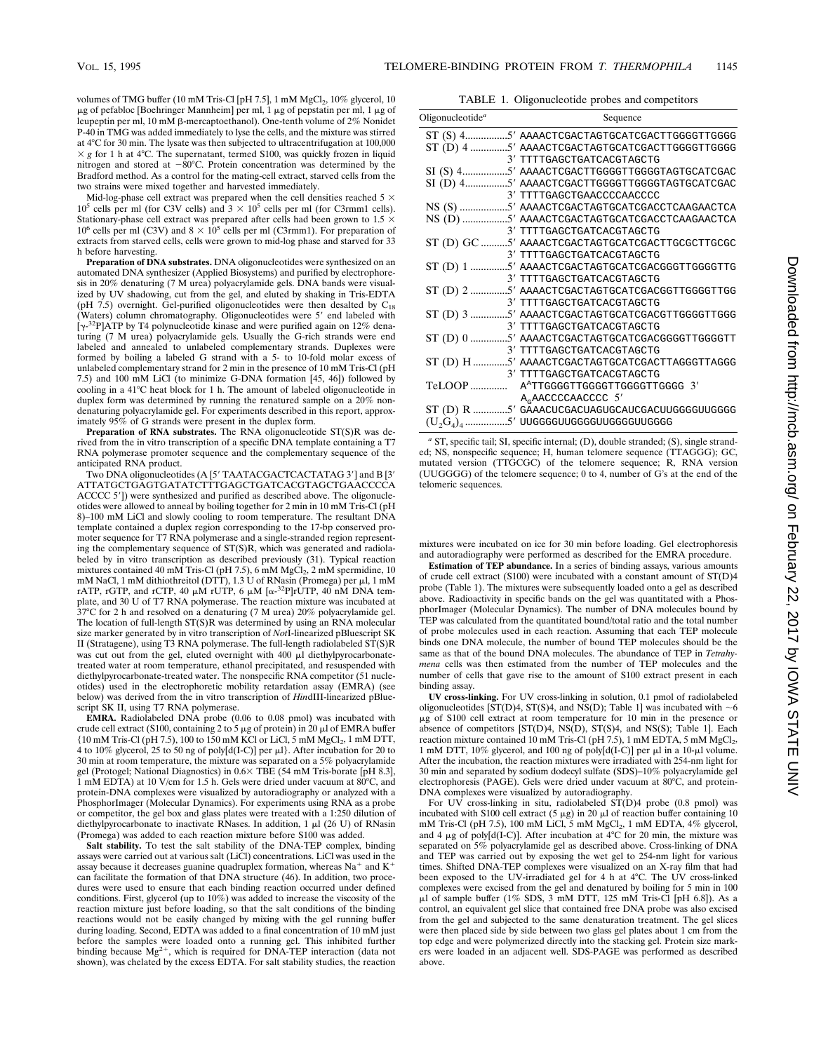volumes of TMG buffer (10 mM Tris-Cl [pH 7.5], 1 mM $MgCl_2$, 10% glycerol, 10 μg of pefabloc [Boehringer Mannheim] per ml, 1 μg of pepstatin per ml, 1 μg of leupeptin per ml, 10 mM β-mercaptoethanol). One-tenth volume of 2% Nonidet P-40 in TMG was added immediately to lyse the cells, and the mixture was stirred at 4°C for 30 min. The lysate was then subjected to ultracentrifugation at 100,000 × g for 1 h at 4°C. The supernatant, termed S100, was quickly frozen in liquid nitrogen and stored at −80°C. Protein concentration was determined by the Bradford method. As a control for the mating-cell extract, starved cells from the two strains were mixed together and harvested immediately.

Mid-log-phase cell extract was prepared when the cell densities reached 5 × $10^5$ cells per ml (for C3V cells) and 3 × $10^5$ cells per ml (for C3rmm1 cells). Stationary-phase cell extract was prepared after cells had been grown to 1.5 × $10^6$ cells per ml (C3V) and 8 × $10^5$ cells per ml (C3rmm1). For preparation of extracts from starved cells, cells were grown to mid-log phase and starved for 33 h before harvesting.

**Preparation of DNA substrates.** DNA oligonucleotides were synthesized on an automated DNA synthesizer (Applied Biosystems) and purified by electrophoresis in 20% denaturing (7 M urea) polyacrylamide gels. DNA bands were visualized by UV shadowing, cut from the gel, and eluted by shaking in Tris-EDTA (pH 7.5) overnight. Gel-purified oligonucleotides were then desalted by $C_{18}$ (Waters) column chromatography. Oligonucleotides were 5′ end labeled with [$\gamma$-$^{32}$P]ATP by T4 polynucleotide kinase and were purified again on 12% denaturing (7 M urea) polyacrylamide gels. Usually the G-rich strands were end labeled and annealed to unlabeled complementary strands. Duplexes were formed by boiling a labeled G strand with a 5- to 10-fold molar excess of unlabeled complementary strand for 2 min in the presence of 10 mM Tris-Cl (pH 7.5) and 100 mM LiCl (to minimize G-DNA formation [45, 46]) followed by cooling in a 41°C heat block for 1 h. The amount of labeled oligonucleotide in duplex form was determined by running the renatured sample on a 20% nondenaturing polyacrylamide gel. For experiments described in this report, approximately 95% of G strands were present in the duplex form.

**Preparation of RNA substrates.** The RNA oligonucleotide ST(S)R was derived from the in vitro transcription of a specific DNA template containing a T7 RNA polymerase promoter sequence and the complementary sequence of the anticipated RNA product.

Two DNA oligonucleotides (A [5′ TAATACGACTCACTATAG 3′] and B [3′ ATTATGCTGAGTGATATCTTTGAGCTGATCACGTAGCTGAACCCCA ACCCC 5′]) were synthesized and purified as described above. The oligonucleotides were allowed to anneal by boiling together for 2 min in 10 mM Tris-Cl (pH 8)–100 mM LiCl and slowly cooling to room temperature. The resultant DNA template contained a duplex region corresponding to the 17-bp conserved promoter sequence for T7 RNA polymerase and a single-stranded region representing the complementary sequence of ST(S)R, which was generated and radiolabeled by in vitro transcription as described previously (31). Typical reaction mixtures contained 40 mM Tris-Cl (pH 7.5), 6 mM $MgCl_2$, 2 mM spermidine, 10 mM NaCl, 1 mM dithiothreitol (DTT), 1.3 U of RNasin (Promega) per μl, 1 mM rATP, rGTP, and rCTP, 40 μM rUTP, 6 μM [$\alpha$-$^{32}$P]rUTP, 40 nM DNA template, and 30 U of T7 RNA polymerase. The reaction mixture was incubated at 37°C for 2 h and resolved on a denaturing (7 M urea) 20% polyacrylamide gel. The location of full-length ST(S)R was determined by using an RNA molecular size marker generated by in vitro transcription of *Not*I-linearized pBluescript SK II (Stratagene), using T3 RNA polymerase. The full-length radiolabeled ST(S)R was cut out from the gel, eluted overnight with 400 μl diethylpyrocarbonate-treated water at room temperature, ethanol precipitated, and resuspended with diethylpyrocarbonate-treated water. The nonspecific RNA competitor (51 nucleotides) used in the electrophoretic mobility retardation assay (EMRA) (see below) was derived from the in vitro transcription of *Hin*dIII-linearized pBluescript SK II, using T7 RNA polymerase.

**EMRA.** Radiolabeled DNA probe (0.06 to 0.08 pmol) was incubated with crude cell extract (S100, containing 2 to 5 μg of protein) in 20 μl of EMRA buffer {10 mM Tris-Cl (pH 7.5), 100 to 150 mM KCl or LiCl, 5 mM $MgCl_2$, 1 mM DTT, 4 to 10% glycerol, 25 to 50 ng of poly[d(I-C)] per μl}. After incubation for 20 to 30 min at room temperature, the mixture was separated on a 5% polyacrylamide gel (Protogel; National Diagnostics) in 0.6× TBE (54 mM Tris-borate [pH 8.3], 1 mM EDTA) at 10 V/cm for 1.5 h. Gels were dried under vacuum at 80°C, and protein-DNA complexes were visualized by autoradiography or analyzed with a PhosphorImager (Molecular Dynamics). For experiments using RNA as a probe or competitor, the gel box and glass plates were treated with a 1:250 dilution of diethylpyrocarbonate to inactivate RNases. In addition, 1 μl (26 U) of RNasin (Promega) was added to each reaction mixture before S100 was added.

**Salt stability.** To test the salt stability of the DNA-TEP complex, binding assays were carried out at various salt (LiCl) concentrations. LiCl was used in the assay because it decreases guanine quadruplex formation, whereas $Na^+$ and $K^+$ can facilitate the formation of that DNA structure (46). In addition, two procedures were used to ensure that each binding reaction occurred under defined conditions. First, glycerol (up to 10%) was added to increase the viscosity of the reaction mixture just before loading, so that the salt conditions of the binding reactions would not be easily changed by mixing with the gel running buffer during loading. Second, EDTA was added to a final concentration of 10 mM just before the samples were loaded onto a running gel. This inhibited further binding because $Mg^{2+}$, which is required for DNA-TEP interaction (data not shown), was chelated by the excess EDTA. For salt stability studies, the reaction mixtures were incubated on ice for 30 min before loading. Gel electrophoresis and autoradiography were performed as described for the EMRA procedure.

**Estimation of TEP abundance.** In a series of binding assays, various amounts of crude cell extract (S100) were incubated with a constant amount of ST(D)4 probe (Table 1). The mixtures were subsequently loaded onto a gel as described above. Radioactivity in specific bands on the gel was quantitated with a PhosphorImager (Molecular Dynamics). The number of DNA molecules bound by TEP was calculated from the quantitated bound/total ratio and the total number of probe molecules used in each reaction. Assuming that each TEP molecule binds one DNA molecule, the number of bound TEP molecules should be the same as that of the bound DNA molecules. The abundance of TEP in *Tetrahymena* cells was then estimated from the number of TEP molecules and the number of cells that gave rise to the amount of S100 extract present in each binding assay.

**UV cross-linking.** For UV cross-linking in solution, 0.1 pmol of radiolabeled oligonucleotides [ST(D)4, ST(S)4, and NS(D); Table 1] was incubated with ~6 μg of S100 cell extract at room temperature for 10 min in the presence or absence of competitors [ST(D)4, NS(D), ST(S)4, and NS(S); Table 1]. Each reaction mixture contained 10 mM Tris-Cl (pH 7.5), 1 mM EDTA, 5 mM $MgCl_2$, 1 mM DTT, 10% glycerol, and 100 ng of poly[d(I-C)] per μl in a 10-μl volume. After the incubation, the reaction mixtures were irradiated with 254-nm light for 30 min and separated by sodium dodecyl sulfate (SDS)–10% polyacrylamide gel electrophoresis (PAGE). Gels were dried under vacuum at 80°C, and protein-DNA complexes were visualized by autoradiography.

For UV cross-linking in situ, radiolabeled ST(D)4 probe (0.8 pmol) was incubated with S100 cell extract (5 μg) in 20 μl of reaction buffer containing 10 mM Tris-Cl (pH 7.5), 100 mM LiCl, 5 mM $MgCl_2$, 1 mM EDTA, 4% glycerol, and 4 μg of poly[d(I-C)]. After incubation at 4°C for 20 min, the mixture was separated on 5% polyacrylamide gel as described above. Cross-linking of DNA and TEP was carried out by exposing the wet gel to 254-nm light for various times. Shifted DNA-TEP complexes were visualized on an X-ray film that had been exposed to the UV-irradiated gel for 4 h at 4°C. The UV cross-linked complexes were excised from the gel and denatured by boiling for 5 min in 100 μl of sample buffer (1% SDS, 3 mM DTT, 125 mM Tris-Cl [pH 6.8]). As a control, an equivalent gel slice that contained free DNA probe was also excised from the gel and subjected to the same denaturation treatment. The gel slices were then placed side by side between two glass gel plates about 1 cm from the top edge and were polymerized directly into the stacking gel. Protein size markers were loaded in an adjacent well. SDS-PAGE was performed as described above.

TABLE 1. Oligonucleotide probes and competitors

| Oligonucleotide[a] | Sequence |
|---|---|
| ST (S) 4 | 5′ AAAACTCGACTAGTGCATCGACTTGGGGTTGGGG |
| ST (D) 4 | 5′ AAAACTCGACTAGTGCATCGACTTGGGGTTGGGG<br>3′ TTTTGAGCTGATCACGTAGCTG |
| SI (S) 4 | 5′ AAAACTCGACTTGGGGTTGGGGTAGTGCATCGAC |
| SI (D) 4 | 5′ AAAACTCGACTTGGGGTTGGGGTAGTGCATCGAC<br>3′ TTTTGAGCTGAACCCCAACCCC |
| NS (S) | 5′ AAAACTCGACTAGTGCATCGACCTCAAGAACTCA |
| NS (D) | 5′ AAAACTCGACTAGTGCATCGACCTCAAGAACTCA<br>3′ TTTTGAGCTGATCACGTAGCTG |
| ST (D) GC | 5′ AAAACTCGACTAGTGCATCGACTTGCGCTTGCGC<br>3′ TTTTGAGCTGATCACGTAGCTG |
| ST (D) 1 | 5′ AAAACTCGACTAGTGCATCGACGGGTTGGGGTTG<br>3′ TTTTGAGCTGATCACGTAGCTG |
| ST (D) 2 | 5′ AAAACTCGACTAGTGCATCGACGGTTGGGGTTGG<br>3′ TTTTGAGCTGATCACGTAGCTG |
| ST (D) 3 | 5′ AAAACTCGACTAGTGCATCGACGTTGGGGTTGGG<br>3′ TTTTGAGCTGATCACGTAGCTG |
| ST (D) 0 | 5′ AAAACTCGACTAGTGCATCGACGGGGTTGGGGTT<br>3′ TTTTGAGCTGATCACGTAGCTG |
| ST (D) H | 5′ AAAACTCGACTAGTGCATCGACTTAGGGTTAGGG<br>3′ TTTTGAGCTGATCACGTAGCTG |
| TeLOOP | $A^{A}$TTGGGGTTGGGGTTGGGGTTGGGG 3′<br>$A_{G}$AACCCCAACCCC 5′ |
| ST (D) R | 5′ GAAACUCGACUAGUGCAUCGACUUGGGGUUGGGG |
| $(U_2G_4)_4$ | 5′ UUGGGGUUGGGGUUGGGGUUGGGG |

[a] ST, specific tail; SI, specific internal; (D), double stranded; (S), single stranded; NS, nonspecific sequence; H, human telomere sequence (TTAGGG); GC, mutated version (TTGCGC) of the telomere sequence; R, RNA version (UUGGGG) of the telomere sequence; 0 to 4, number of G's at the end of the telomeric sequences.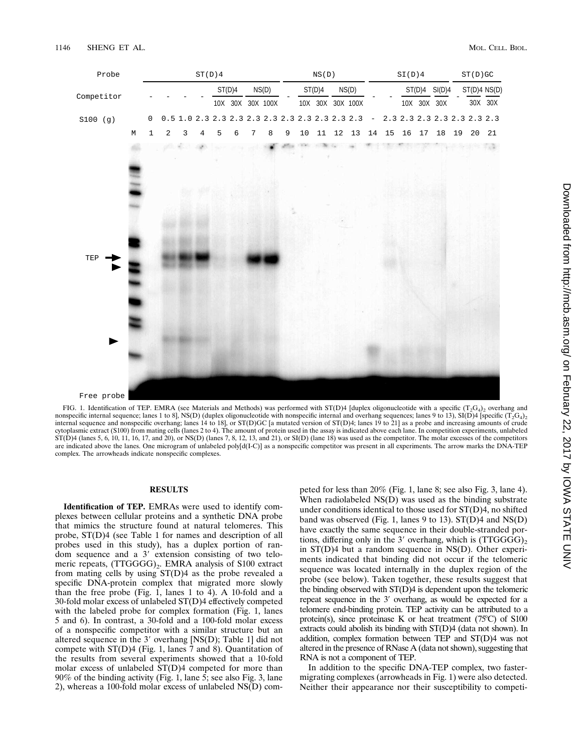FIG. 1. Identification of TEP. EMRA (see Materials and Methods) was performed with ST(D)4 [duplex oligonucleotide with a specific $(T_2G_4)_2$ overhang and nonspecific internal sequence; lanes 1 to 8], NS(D) (duplex oligonucleotide with nonspecific internal and overhang sequences; lanes 9 to 13), SI(D)4 [specific $(T_2G_4)_2$ internal sequence and nonspecific overhang; lanes 14 to 18], or ST(D)GC [a mutated version of ST(D)4; lanes 19 to 21] as a probe and increasing amounts of crude cytoplasmic extract (S100) from mating cells (lanes 2 to 4). The amount of protein used in the assay is indicated above each lane. In competition experiments, unlabeled ST(D)4 (lanes 5, 6, 10, 11, 16, 17, and 20), or NS(D) (lanes 7, 8, 12, 13, and 21), or SI(D) (lane 18) was used as the competitor. The molar excesses of the competitors are indicated above the lanes. One microgram of unlabeled poly[d(I-C)] as a nonspecific competitor was present in all experiments. The arrow marks the DNA-TEP complex. The arrowheads indicate nonspecific complexes.

## RESULTS

**Identification of TEP.** EMRAs were used to identify complexes between cellular proteins and a synthetic DNA probe that mimics the structure found at natural telomeres. This probe, ST(D)4 (see Table 1 for names and description of all probes used in this study), has a duplex portion of random sequence and a 3′ extension consisting of two telomeric repeats, $(TTGGGG)_2$. EMRA analysis of S100 extract from mating cells by using ST(D)4 as the probe revealed a specific DNA-protein complex that migrated more slowly than the free probe (Fig. 1, lanes 1 to 4). A 10-fold and a 30-fold molar excess of unlabeled ST(D)4 effectively competed with the labeled probe for complex formation (Fig. 1, lanes 5 and 6). In contrast, a 30-fold and a 100-fold molar excess of a nonspecific competitor with a similar structure but an altered sequence in the 3′ overhang [NS(D); Table 1] did not compete with ST(D)4 (Fig. 1, lanes 7 and 8). Quantitation of the results from several experiments showed that a 10-fold molar excess of unlabeled ST(D)4 competed for more than 90% of the binding activity (Fig. 1, lane 5; see also Fig. 3, lane 2), whereas a 100-fold molar excess of unlabeled NS(D) competed for less than 20% (Fig. 1, lane 8; see also Fig. 3, lane 4). When radiolabeled NS(D) was used as the binding substrate under conditions identical to those used for ST(D)4, no shifted band was observed (Fig. 1, lanes 9 to 13). ST(D)4 and NS(D) have exactly the same sequence in their double-stranded portions, differing only in the 3′ overhang, which is $(TTGGGG)_2$ in ST(D)4 but a random sequence in NS(D). Other experiments indicated that binding did not occur if the telomeric sequence was located internally in the duplex region of the probe (see below). Taken together, these results suggest that the binding observed with ST(D)4 is dependent upon the telomeric repeat sequence in the 3′ overhang, as would be expected for a telomere end-binding protein. TEP activity can be attributed to a protein(s), since proteinase K or heat treatment (75°C) of S100 extracts could abolish its binding with ST(D)4 (data not shown). In addition, complex formation between TEP and ST(D)4 was not altered in the presence of RNase A (data not shown), suggesting that RNA is not a component of TEP.

In addition to the specific DNA-TEP complex, two faster-migrating complexes (arrowheads in Fig. 1) were also detected. Neither their appearance nor their susceptibility to competi-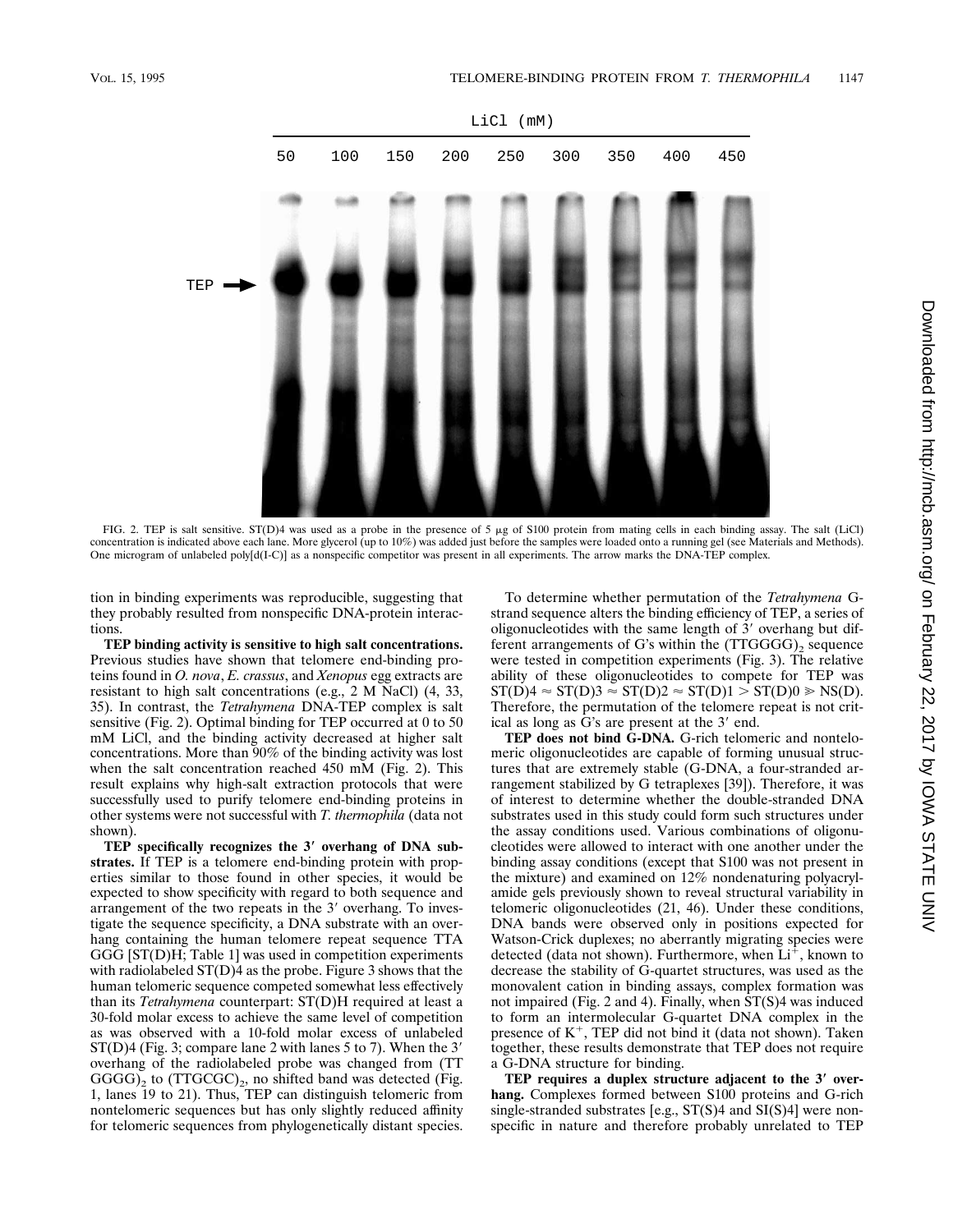FIG. 2. TEP is salt sensitive. ST(D)4 was used as a probe in the presence of 5 μg of S100 protein from mating cells in each binding assay. The salt (LiCl) concentration is indicated above each lane. More glycerol (up to 10%) was added just before the samples were loaded onto a running gel (see Materials and Methods). One microgram of unlabeled poly[d(I-C)] as a nonspecific competitor was present in all experiments. The arrow marks the DNA-TEP complex.

tion in binding experiments was reproducible, suggesting that they probably resulted from nonspecific DNA-protein interactions.

**TEP binding activity is sensitive to high salt concentrations.** Previous studies have shown that telomere end-binding proteins found in *O. nova*, *E. crassus*, and *Xenopus* egg extracts are resistant to high salt concentrations (e.g., 2 M NaCl) (4, 33, 35). In contrast, the *Tetrahymena* DNA-TEP complex is salt sensitive (Fig. 2). Optimal binding for TEP occurred at 0 to 50 mM LiCl, and the binding activity decreased at higher salt concentrations. More than 90% of the binding activity was lost when the salt concentration reached 450 mM (Fig. 2). This result explains why high-salt extraction protocols that were successfully used to purify telomere end-binding proteins in other systems were not successful with *T. thermophila* (data not shown).

**TEP specifically recognizes the 3′ overhang of DNA substrates.** If TEP is a telomere end-binding protein with properties similar to those found in other species, it would be expected to show specificity with regard to both sequence and arrangement of the two repeats in the 3′ overhang. To investigate the sequence specificity, a DNA substrate with an overhang containing the human telomere repeat sequence TTA GGG [ST(D)H; Table 1] was used in competition experiments with radiolabeled ST(D)4 as the probe. Figure 3 shows that the human telomeric sequence competed somewhat less effectively than its *Tetrahymena* counterpart: ST(D)H required at least a 30-fold molar excess to achieve the same level of competition as was observed with a 10-fold molar excess of unlabeled ST(D)4 (Fig. 3; compare lane 2 with lanes 5 to 7). When the 3′ overhang of the radiolabeled probe was changed from $(TTGGGG)_2$ to $(TTGCGC)_2$, no shifted band was detected (Fig. 1, lanes 19 to 21). Thus, TEP can distinguish telomeric from nontelomeric sequences but has only slightly reduced affinity for telomeric sequences from phylogenetically distant species.

To determine whether permutation of the *Tetrahymena* G-strand sequence alters the binding efficiency of TEP, a series of oligonucleotides with the same length of 3′ overhang but different arrangements of G's within the $(TTGGGG)_2$ sequence were tested in competition experiments (Fig. 3). The relative ability of these oligonucleotides to compete for TEP was ST(D)4 ≈ ST(D)3 ≈ ST(D)2 ≈ ST(D)1 > ST(D)0 ≫ NS(D). Therefore, the permutation of the telomere repeat is not critical as long as G's are present at the 3′ end.

**TEP does not bind G-DNA.** G-rich telomeric and nontelomeric oligonucleotides are capable of forming unusual structures that are extremely stable (G-DNA, a four-stranded arrangement stabilized by G tetraplexes [39]). Therefore, it was of interest to determine whether the double-stranded DNA substrates used in this study could form such structures under the assay conditions used. Various combinations of oligonucleotides were allowed to interact with one another under the binding assay conditions (except that S100 was not present in the mixture) and examined on 12% nondenaturing polyacrylamide gels previously shown to reveal structural variability in telomeric oligonucleotides (21, 46). Under these conditions, DNA bands were observed only in positions expected for Watson-Crick duplexes; no aberrantly migrating species were detected (data not shown). Furthermore, when $Li^+$, known to decrease the stability of G-quartet structures, was used as the monovalent cation in binding assays, complex formation was not impaired (Fig. 2 and 4). Finally, when ST(S)4 was induced to form an intermolecular G-quartet DNA complex in the presence of $K^+$, TEP did not bind it (data not shown). Taken together, these results demonstrate that TEP does not require a G-DNA structure for binding.

**TEP requires a duplex structure adjacent to the 3′ overhang.** Complexes formed between S100 proteins and G-rich single-stranded substrates [e.g., ST(S)4 and SI(S)4] were nonspecific in nature and therefore probably unrelated to TEP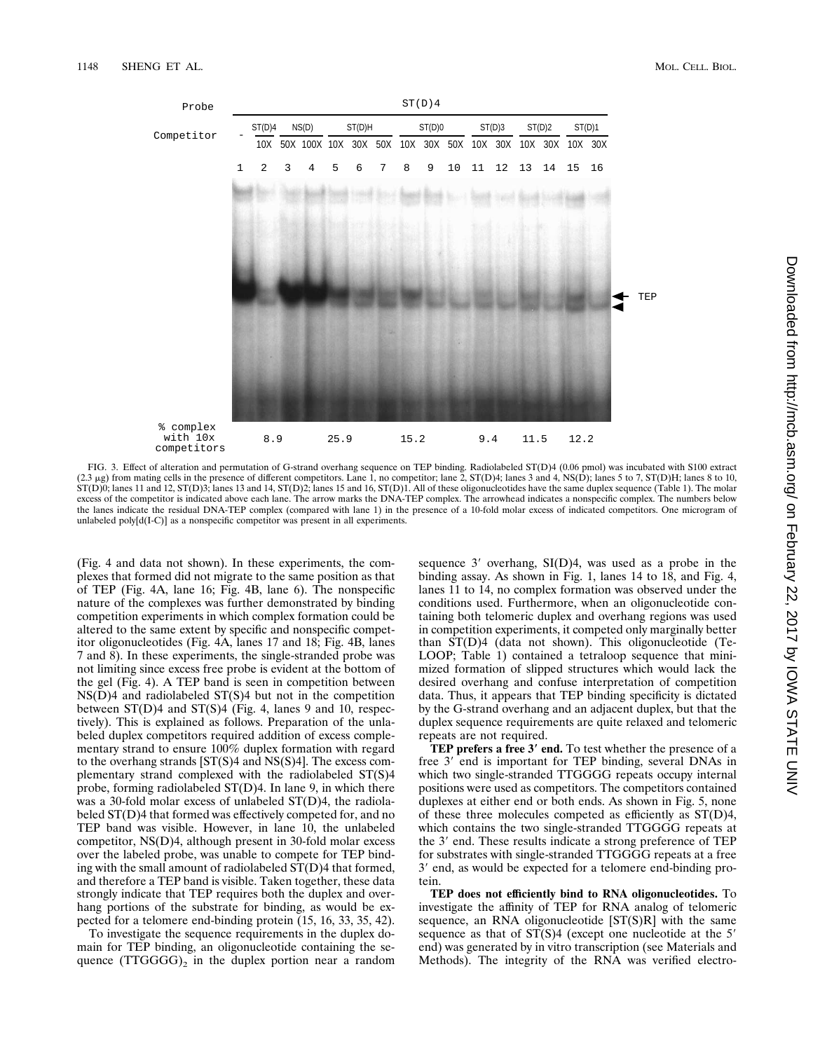Probe ST(D)4

| Competitor | - | ST(D)4 | NS(D) | | ST(D)H | | | ST(D)0 | | | ST(D)3 | | ST(D)2 | | ST(D)1 | |
|---|---|---|---|---|---|---|---|---|---|---|---|---|---|---|---|---|
| | | 10X | 50X | 100X | 10X | 30X | 50X | 10X | 30X | 50X | 10X | 30X | 10X | 30X | 10X | 30X |
| | 1 | 2 | 3 | 4 | 5 | 6 | 7 | 8 | 9 | 10 | 11 | 12 | 13 | 14 | 15 | 16 |

| % complex with 10x competitors | 8.9 | 25.9 | 15.2 | 9.4 | 11.5 | 12.2 |
|---|---|---|---|---|---|---|

TEP

FIG. 3. Effect of alteration and permutation of G-strand overhang sequence on TEP binding. Radiolabeled ST(D)4 (0.06 pmol) was incubated with S100 extract (2.3 μg) from mating cells in the presence of different competitors. Lane 1, no competitor; lane 2, ST(D)4; lanes 3 and 4, NS(D); lanes 5 to 7, ST(D)H; lanes 8 to 10, ST(D)0; lanes 11 and 12, ST(D)3; lanes 13 and 14, ST(D)2; lanes 15 and 16, ST(D)1. All of these oligonucleotides have the same duplex sequence (Table 1). The molar excess of the competitor is indicated above each lane. The arrow marks the DNA-TEP complex. The arrowhead indicates a nonspecific complex. The numbers below the lanes indicate the residual DNA-TEP complex (compared with lane 1) in the presence of a 10-fold molar excess of indicated competitors. One microgram of unlabeled poly[d(I-C)] as a nonspecific competitor was present in all experiments.

(Fig. 4 and data not shown). In these experiments, the complexes that formed did not migrate to the same position as that of TEP (Fig. 4A, lane 16; Fig. 4B, lane 6). The nonspecific nature of the complexes was further demonstrated by binding competition experiments in which complex formation could be altered to the same extent by specific and nonspecific competitor oligonucleotides (Fig. 4A, lanes 17 and 18; Fig. 4B, lanes 7 and 8). In these experiments, the single-stranded probe was not limiting since excess free probe is evident at the bottom of the gel (Fig. 4). A TEP band is seen in competition between NS(D)4 and radiolabeled ST(S)4 but not in the competition between ST(D)4 and ST(S)4 (Fig. 4, lanes 9 and 10, respectively). This is explained as follows. Preparation of the unlabeled duplex competitors required addition of excess complementary strand to ensure 100% duplex formation with regard to the overhang strands [ST(S)4 and NS(S)4]. The excess complementary strand complexed with the radiolabeled ST(S)4 probe, forming radiolabeled ST(D)4. In lane 9, in which there was a 30-fold molar excess of unlabeled ST(D)4, the radiolabeled ST(D)4 that formed was effectively competed for, and no TEP band was visible. However, in lane 10, the unlabeled competitor, NS(D)4, although present in 30-fold molar excess over the labeled probe, was unable to compete for TEP binding with the small amount of radiolabeled ST(D)4 that formed, and therefore a TEP band is visible. Taken together, these data strongly indicate that TEP requires both the duplex and overhang portions of the substrate for binding, as would be expected for a telomere end-binding protein (15, 16, 33, 35, 42).

To investigate the sequence requirements in the duplex domain for TEP binding, an oligonucleotide containing the sequence $(TTGGGG)_2$ in the duplex portion near a random sequence 3′ overhang, SI(D)4, was used as a probe in the binding assay. As shown in Fig. 1, lanes 14 to 18, and Fig. 4, lanes 11 to 14, no complex formation was observed under the conditions used. Furthermore, when an oligonucleotide containing both telomeric duplex and overhang regions was used in competition experiments, it competed only marginally better than ST(D)4 (data not shown). This oligonucleotide (Te-LOOP; Table 1) contained a tetraloop sequence that minimized formation of slipped structures which would lack the desired overhang and confuse interpretation of competition data. Thus, it appears that TEP binding specificity is dictated by the G-strand overhang and an adjacent duplex, but that the duplex sequence requirements are quite relaxed and telomeric repeats are not required.

**TEP prefers a free 3′ end.** To test whether the presence of a free 3′ end is important for TEP binding, several DNAs in which two single-stranded TTGGGG repeats occupy internal positions were used as competitors. The competitors contained duplexes at either end or both ends. As shown in Fig. 5, none of these three molecules competed as efficiently as ST(D)4, which contains the two single-stranded TTGGGG repeats at the 3′ end. These results indicate a strong preference of TEP for substrates with single-stranded TTGGGG repeats at a free 3′ end, as would be expected for a telomere end-binding protein.

**TEP does not efficiently bind to RNA oligonucleotides.** To investigate the affinity of TEP for RNA analog of telomeric sequence, an RNA oligonucleotide [ST(S)R] with the same sequence as that of ST(S)4 (except one nucleotide at the 5′ end) was generated by in vitro transcription (see Materials and Methods). The integrity of the RNA was verified electro-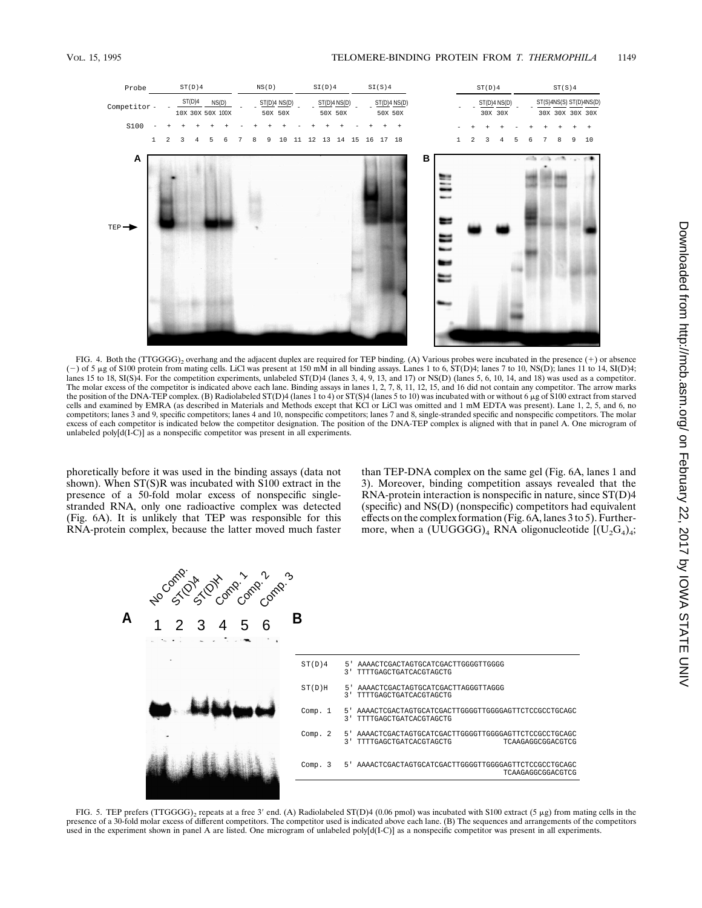FIG. 4. Both the $(TTGGGG)_2$ overhang and the adjacent duplex are required for TEP binding. (A) Various probes were incubated in the presence (+) or absence (−) of 5 μg of S100 protein from mating cells. LiCl was present at 150 mM in all binding assays. Lanes 1 to 6, ST(D)4; lanes 7 to 10, NS(D); lanes 11 to 14, SI(D)4; lanes 15 to 18, SI(S)4. For the competition experiments, unlabeled ST(D)4 (lanes 3, 4, 9, 13, and 17) or NS(D) (lanes 5, 6, 10, 14, and 18) was used as a competitor. The molar excess of the competitor is indicated above each lane. Binding assays in lanes 1, 2, 7, 8, 11, 12, 15, and 16 did not contain any competitor. The arrow marks the position of the DNA-TEP complex. (B) Radiolabeled ST(D)4 (lanes 1 to 4) or ST(S)4 (lanes 5 to 10) was incubated with or without 6 μg of S100 extract from starved cells and examined by EMRA (as described in Materials and Methods except that KCl or LiCl was omitted and 1 mM EDTA was present). Lane 1, 2, 5, and 6, no competitors; lanes 3 and 9, specific competitors; lanes 4 and 10, nonspecific competitors; lanes 7 and 8, single-stranded specific and nonspecific competitors. The molar excess of each competitor is indicated below the competitor designation. The position of the DNA-TEP complex is aligned with that in panel A. One microgram of unlabeled poly[d(I-C)] as a nonspecific competitor was present in all experiments.

phoretically before it was used in the binding assays (data not shown). When ST(S)R was incubated with S100 extract in the presence of a 50-fold molar excess of nonspecific single-stranded RNA, only one radioactive complex was detected (Fig. 6A). It is unlikely that TEP was responsible for this RNA-protein complex, because the latter moved much faster than TEP-DNA complex on the same gel (Fig. 6A, lanes 1 and 3). Moreover, binding competition assays revealed that the RNA-protein interaction is nonspecific in nature, since ST(D)4 (specific) and NS(D) (nonspecific) competitors had equivalent effects on the complex formation (Fig. 6A, lanes 3 to 5). Furthermore, when a $(UUGGGG)_4$ RNA oligonucleotide [$(U_2G_4)_4$;

| | |
|---|---|
| ST(D)4 | 5' AAAACTCGACTAGTGCATCGACTTGGGGTTGGGG<br>3' TTTTGAGCTGATCACGTAGCTG |
| ST(D)H | 5' AAAACTCGACTAGTGCATCGACTTAGGGTTAGGG<br>3' TTTTGAGCTGATCACGTAGCTG |
| Comp. 1 | 5' AAAACTCGACTAGTGCATCGACTTGGGGTTGGGGAGTTCTCCGCCTGCAGC<br>3' TTTTGAGCTGATCACGTAGCTG |
| Comp. 2 | 5' AAAACTCGACTAGTGCATCGACTTGGGGTTGGGGAGTTCTCCGCCTGCAGC<br>3' TTTTGAGCTGATCACGTAGCTG TCAAGAGGCGGACGTCG |
| Comp. 3 | 5' AAAACTCGACTAGTGCATCGACTTGGGGTTGGGGAGTTCTCCGCCTGCAGC<br>TCAAGAGGCGGACGTCG |

FIG. 5. TEP prefers $(TTGGGG)_2$ repeats at a free 3′ end. (A) Radiolabeled ST(D)4 (0.06 pmol) was incubated with S100 extract (5 μg) from mating cells in the presence of a 30-fold molar excess of different competitors. The competitor used is indicated above each lane. (B) The sequences and arrangements of the competitors used in the experiment shown in panel A are listed. One microgram of unlabeled poly[d(I-C)] as a nonspecific competitor was present in all experiments.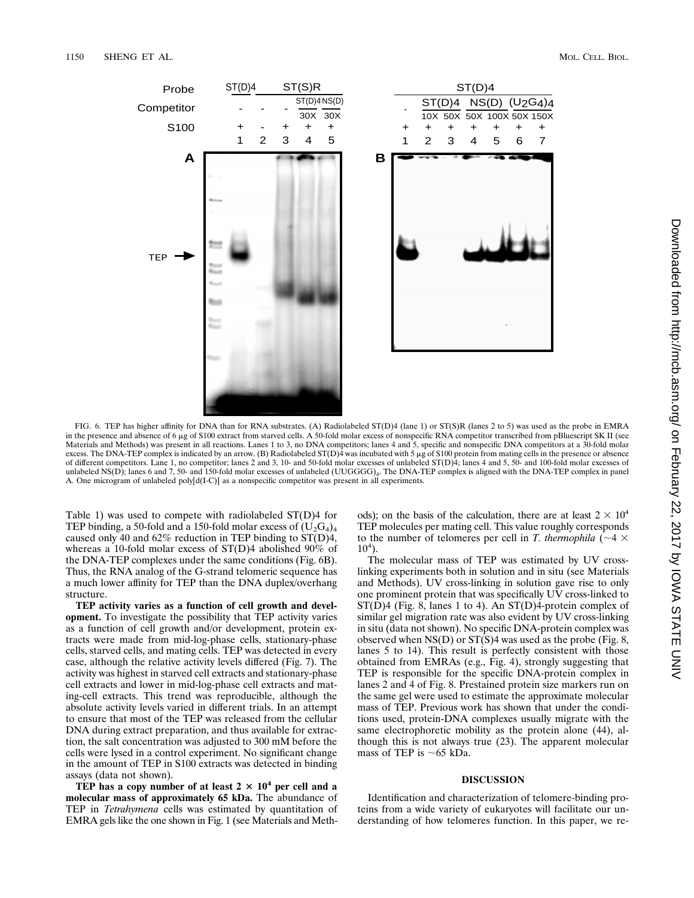FIG. 6. TEP has higher affinity for DNA than for RNA substrates. (A) Radiolabeled ST(D)4 (lane 1) or ST(S)R (lanes 2 to 5) was used as the probe in EMRA in the presence and absence of 6 μg of S100 extract from starved cells. A 50-fold molar excess of nonspecific RNA competitor transcribed from pBluescript SK II (see Materials and Methods) was present in all reactions. Lanes 1 to 3, no DNA competitors; lanes 4 and 5, specific and nonspecific DNA competitors at a 30-fold molar excess. The DNA-TEP complex is indicated by an arrow. (B) Radiolabeled ST(D)4 was incubated with 5 μg of S100 protein from mating cells in the presence or absence of different competitors. Lane 1, no competitor; lanes 2 and 3, 10- and 50-fold molar excesses of unlabeled ST(D)4; lanes 4 and 5, 50- and 100-fold molar excesses of unlabeled NS(D); lanes 6 and 7, 50- and 150-fold molar excesses of unlabeled $(UUGGGG)_4$. The DNA-TEP complex is aligned with the DNA-TEP complex in panel A. One microgram of unlabeled poly[d(I-C)] as a nonspecific competitor was present in all experiments.

Table 1) was used to compete with radiolabeled ST(D)4 for TEP binding, a 50-fold and a 150-fold molar excess of $(U_2G_4)_4$ caused only 40 and 62% reduction in TEP binding to ST(D)4, whereas a 10-fold molar excess of ST(D)4 abolished 90% of the DNA-TEP complexes under the same conditions (Fig. 6B). Thus, the RNA analog of the G-strand telomeric sequence has a much lower affinity for TEP than the DNA duplex/overhang structure.

**TEP activity varies as a function of cell growth and development.** To investigate the possibility that TEP activity varies as a function of cell growth and/or development, protein extracts were made from mid-log-phase cells, stationary-phase cells, starved cells, and mating cells. TEP was detected in every case, although the relative activity levels differed (Fig. 7). The activity was highest in starved cell extracts and stationary-phase cell extracts and lower in mid-log-phase cell extracts and mating-cell extracts. This trend was reproducible, although the absolute activity levels varied in different trials. In an attempt to ensure that most of the TEP was released from the cellular DNA during extract preparation, and thus available for extraction, the salt concentration was adjusted to 300 mM before the cells were lysed in a control experiment. No significant change in the amount of TEP in S100 extracts was detected in binding assays (data not shown).

**TEP has a copy number of at least $2 \times 10^4$ per cell and a molecular mass of approximately 65 kDa.** The abundance of TEP in *Tetrahymena* cells was estimated by quantitation of EMRA gels like the one shown in Fig. 1 (see Materials and Methods); on the basis of the calculation, there are at least $2 \times 10^4$ TEP molecules per mating cell. This value roughly corresponds to the number of telomeres per cell in *T. thermophila* ($\sim 4 \times 10^4$).

The molecular mass of TEP was estimated by UV cross-linking experiments both in solution and in situ (see Materials and Methods). UV cross-linking in solution gave rise to only one prominent protein that was specifically UV cross-linked to ST(D)4 (Fig. 8, lanes 1 to 4). An ST(D)4-protein complex of similar gel migration rate was also evident by UV cross-linking in situ (data not shown). No specific DNA-protein complex was observed when NS(D) or ST(S)4 was used as the probe (Fig. 8, lanes 5 to 14). This result is perfectly consistent with those obtained from EMRAs (e.g., Fig. 4), strongly suggesting that TEP is responsible for the specific DNA-protein complex in lanes 2 and 4 of Fig. 8. Prestained protein size markers run on the same gel were used to estimate the approximate molecular mass of TEP. Previous work has shown that under the conditions used, protein-DNA complexes usually migrate with the same electrophoretic mobility as the protein alone (44), although this is not always true (23). The apparent molecular mass of TEP is ~65 kDa.

## DISCUSSION

Identification and characterization of telomere-binding proteins from a wide variety of eukaryotes will facilitate our understanding of how telomeres function. In this paper, we re-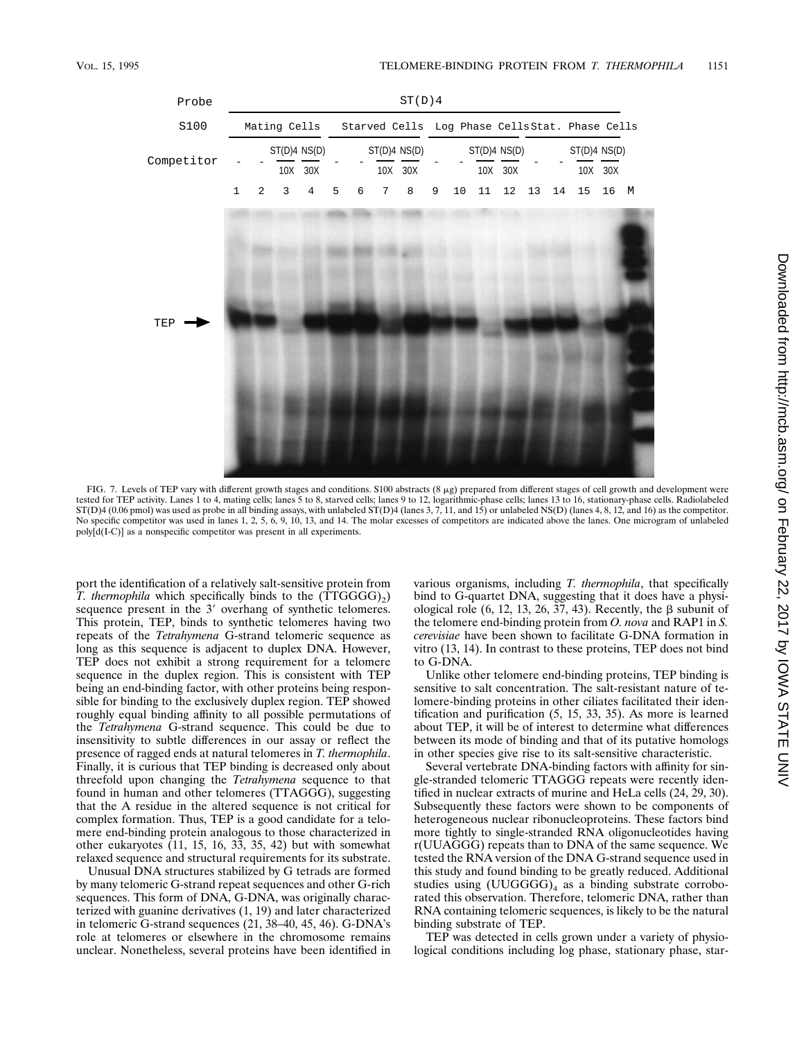FIG. 7. Levels of TEP vary with different growth stages and conditions. S100 abstracts (8 μg) prepared from different stages of cell growth and development were tested for TEP activity. Lanes 1 to 4, mating cells; lanes 5 to 8, starved cells; lanes 9 to 12, logarithmic-phase cells; lanes 13 to 16, stationary-phase cells. Radiolabeled ST(D)4 (0.06 pmol) was used as probe in all binding assays, with unlabeled ST(D)4 (lanes 3, 7, 11, and 15) or unlabeled NS(D) (lanes 4, 8, 12, and 16) as the competitor. No specific competitor was used in lanes 1, 2, 5, 6, 9, 10, 13, and 14. The molar excesses of competitors are indicated above the lanes. One microgram of unlabeled poly[d(I-C)] as a nonspecific competitor was present in all experiments.

port the identification of a relatively salt-sensitive protein from *T. thermophila* which specifically binds to the $(TTGGGG)_2$ sequence present in the 3′ overhang of synthetic telomeres. This protein, TEP, binds to synthetic telomeres having two repeats of the *Tetrahymena* G-strand telomeric sequence as long as this sequence is adjacent to duplex DNA. However, TEP does not exhibit a strong requirement for a telomere sequence in the duplex region. This is consistent with TEP being an end-binding factor, with other proteins being responsible for binding to the exclusively duplex region. TEP showed roughly equal binding affinity to all possible permutations of the *Tetrahymena* G-strand sequence. This could be due to insensitivity to subtle differences in our assay or reflect the presence of ragged ends at natural telomeres in *T. thermophila*. Finally, it is curious that TEP binding is decreased only about threefold upon changing the *Tetrahymena* sequence to that found in human and other telomeres (TTAGGG), suggesting that the A residue in the altered sequence is not critical for complex formation. Thus, TEP is a good candidate for a telomere end-binding protein analogous to those characterized in other eukaryotes (11, 15, 16, 33, 35, 42) but with somewhat relaxed sequence and structural requirements for its substrate.

Unusual DNA structures stabilized by G tetrads are formed by many telomeric G-strand repeat sequences and other G-rich sequences. This form of DNA, G-DNA, was originally characterized with guanine derivatives (1, 19) and later characterized in telomeric G-strand sequences (21, 38–40, 45, 46). G-DNA's role at telomeres or elsewhere in the chromosome remains unclear. Nonetheless, several proteins have been identified in various organisms, including *T. thermophila*, that specifically bind to G-quartet DNA, suggesting that it does have a physiological role (6, 12, 13, 26, 37, 43). Recently, the β subunit of the telomere end-binding protein from *O. nova* and RAP1 in *S. cerevisiae* have been shown to facilitate G-DNA formation in vitro (13, 14). In contrast to these proteins, TEP does not bind to G-DNA.

Unlike other telomere end-binding proteins, TEP binding is sensitive to salt concentration. The salt-resistant nature of telomere-binding proteins in other ciliates facilitated their identification and purification (5, 15, 33, 35). As more is learned about TEP, it will be of interest to determine what differences between its mode of binding and that of its putative homologs in other species give rise to its salt-sensitive characteristic.

Several vertebrate DNA-binding factors with affinity for single-stranded telomeric TTAGGG repeats were recently identified in nuclear extracts of murine and HeLa cells (24, 29, 30). Subsequently these factors were shown to be components of heterogeneous nuclear ribonucleoproteins. These factors bind more tightly to single-stranded RNA oligonucleotides having r(UUAGGG) repeats than to DNA of the same sequence. We tested the RNA version of the DNA G-strand sequence used in this study and found binding to be greatly reduced. Additional studies using $(UUGGGG)_4$ as a binding substrate corroborated this observation. Therefore, telomeric DNA, rather than RNA containing telomeric sequences, is likely to be the natural binding substrate of TEP.

TEP was detected in cells grown under a variety of physiological conditions including log phase, stationary phase, star-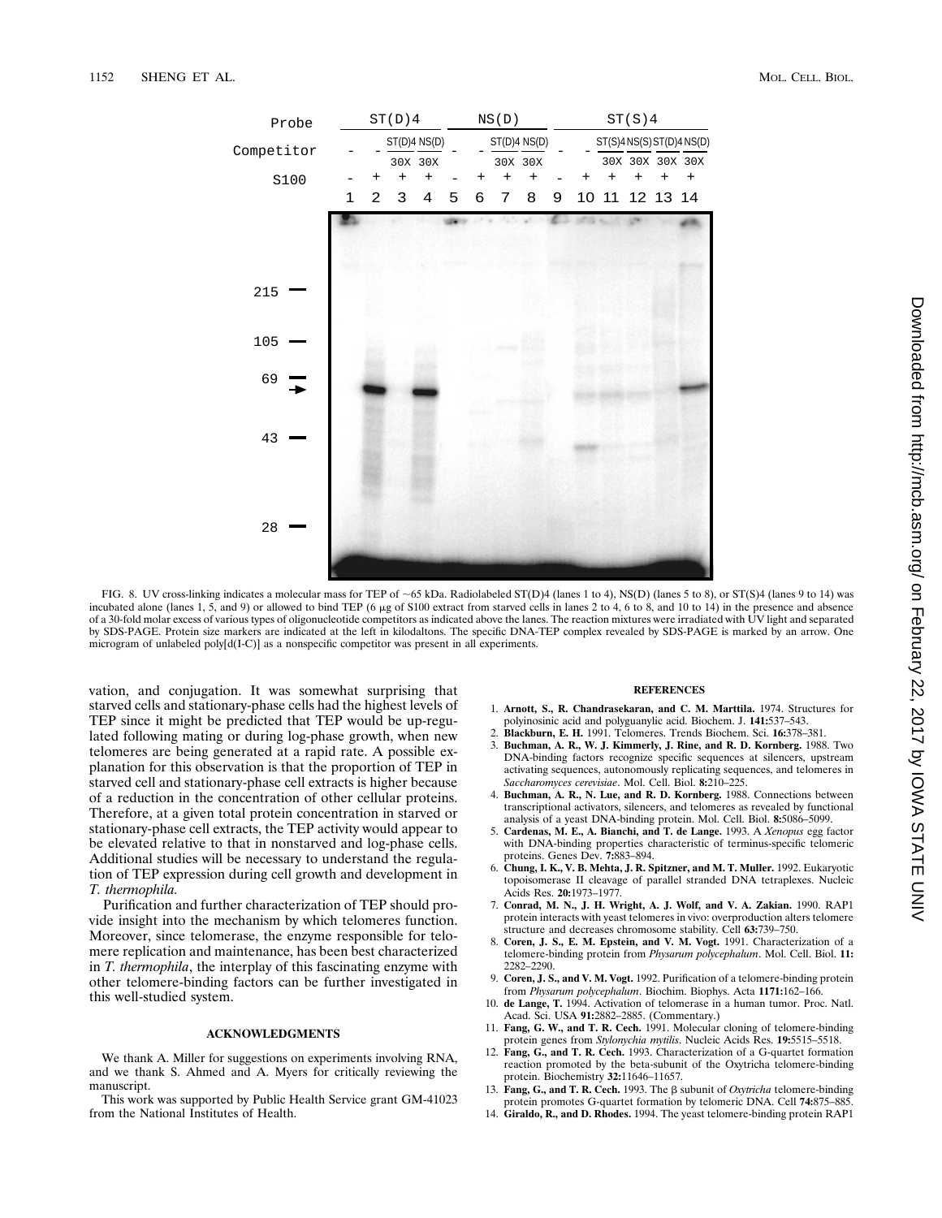FIG. 8. UV cross-linking indicates a molecular mass for TEP of ~65 kDa. Radiolabeled ST(D)4 (lanes 1 to 4), NS(D) (lanes 5 to 8), or ST(S)4 (lanes 9 to 14) was incubated alone (lanes 1, 5, and 9) or allowed to bind TEP (6 μg of S100 extract from starved cells in lanes 2 to 4, 6 to 8, and 10 to 14) in the presence and absence of a 30-fold molar excess of various types of oligonucleotide competitors as indicated above the lanes. The reaction mixtures were irradiated with UV light and separated by SDS-PAGE. Protein size markers are indicated at the left in kilodaltons. The specific DNA-TEP complex revealed by SDS-PAGE is marked by an arrow. One microgram of unlabeled poly[d(I-C)] as a nonspecific competitor was present in all experiments.

vation, and conjugation. It was somewhat surprising that starved cells and stationary-phase cells had the highest levels of TEP since it might be predicted that TEP would be up-regulated following mating or during log-phase growth, when new telomeres are being generated at a rapid rate. A possible explanation for this observation is that the proportion of TEP in starved cell and stationary-phase cell extracts is higher because of a reduction in the concentration of other cellular proteins. Therefore, at a given total protein concentration in starved or stationary-phase cell extracts, the TEP activity would appear to be elevated relative to that in nonstarved and log-phase cells. Additional studies will be necessary to understand the regulation of TEP expression during cell growth and development in *T. thermophila.*

Purification and further characterization of TEP should provide insight into the mechanism by which telomeres function. Moreover, since telomerase, the enzyme responsible for telomere replication and maintenance, has been best characterized in *T. thermophila*, the interplay of this fascinating enzyme with other telomere-binding factors can be further investigated in this well-studied system.

## ACKNOWLEDGMENTS

We thank A. Miller for suggestions on experiments involving RNA, and we thank S. Ahmed and A. Myers for critically reviewing the manuscript.

This work was supported by Public Health Service grant GM-41023 from the National Institutes of Health.

## REFERENCES

1. **Arnott, S., R. Chandrasekaran, and C. M. Marttila.** 1974. Structures for polyinosinic acid and polyguanylic acid. Biochem. J. **141:**537–543.
2. **Blackburn, E. H.** 1991. Telomeres. Trends Biochem. Sci. **16:**378–381.
3. **Buchman, A. R., W. J. Kimmerly, J. Rine, and R. D. Kornberg.** 1988. Two DNA-binding factors recognize specific sequences at silencers, upstream activating sequences, autonomously replicating sequences, and telomeres in *Saccharomyces cerevisiae*. Mol. Cell. Biol. **8:**210–225.
4. **Buchman, A. R., N. Lue, and R. D. Kornberg.** 1988. Connections between transcriptional activators, silencers, and telomeres as revealed by functional analysis of a yeast DNA-binding protein. Mol. Cell. Biol. **8:**5086–5099.
5. **Cardenas, M. E., A. Bianchi, and T. de Lange.** 1993. A *Xenopus* egg factor with DNA-binding properties characteristic of terminus-specific telomeric proteins. Genes Dev. **7:**883–894.
6. **Chung, I. K., V. B. Mehta, J. R. Spitzner, and M. T. Muller.** 1992. Eukaryotic topoisomerase II cleavage of parallel stranded DNA tetraplexes. Nucleic Acids Res. **20:**1973–1977.
7. **Conrad, M. N., J. H. Wright, A. J. Wolf, and V. A. Zakian.** 1990. RAP1 protein interacts with yeast telomeres in vivo: overproduction alters telomere structure and decreases chromosome stability. Cell **63:**739–750.
8. **Coren, J. S., E. M. Epstein, and V. M. Vogt.** 1991. Characterization of a telomere-binding protein from *Physarum polycephalum*. Mol. Cell. Biol. **11:** 2282–2290.
9. **Coren, J. S., and V. M. Vogt.** 1992. Purification of a telomere-binding protein from *Physarum polycephalum*. Biochim. Biophys. Acta **1171:**162–166.
10. **de Lange, T.** 1994. Activation of telomerase in a human tumor. Proc. Natl. Acad. Sci. USA **91:**2882–2885. (Commentary.)
11. **Fang, G. W., and T. R. Cech.** 1991. Molecular cloning of telomere-binding protein genes from *Stylonychia mytilis*. Nucleic Acids Res. **19:**5515–5518.
12. **Fang, G., and T. R. Cech.** 1993. Characterization of a G-quartet formation reaction promoted by the beta-subunit of the Oxytricha telomere-binding protein. Biochemistry **32:**11646–11657.
13. **Fang, G., and T. R. Cech.** 1993. The β subunit of *Oxytricha* telomere-binding protein promotes G-quartet formation by telomeric DNA. Cell **74:**875–885.
14. **Giraldo, R., and D. Rhodes.** 1994. The yeast telomere-binding protein RAP1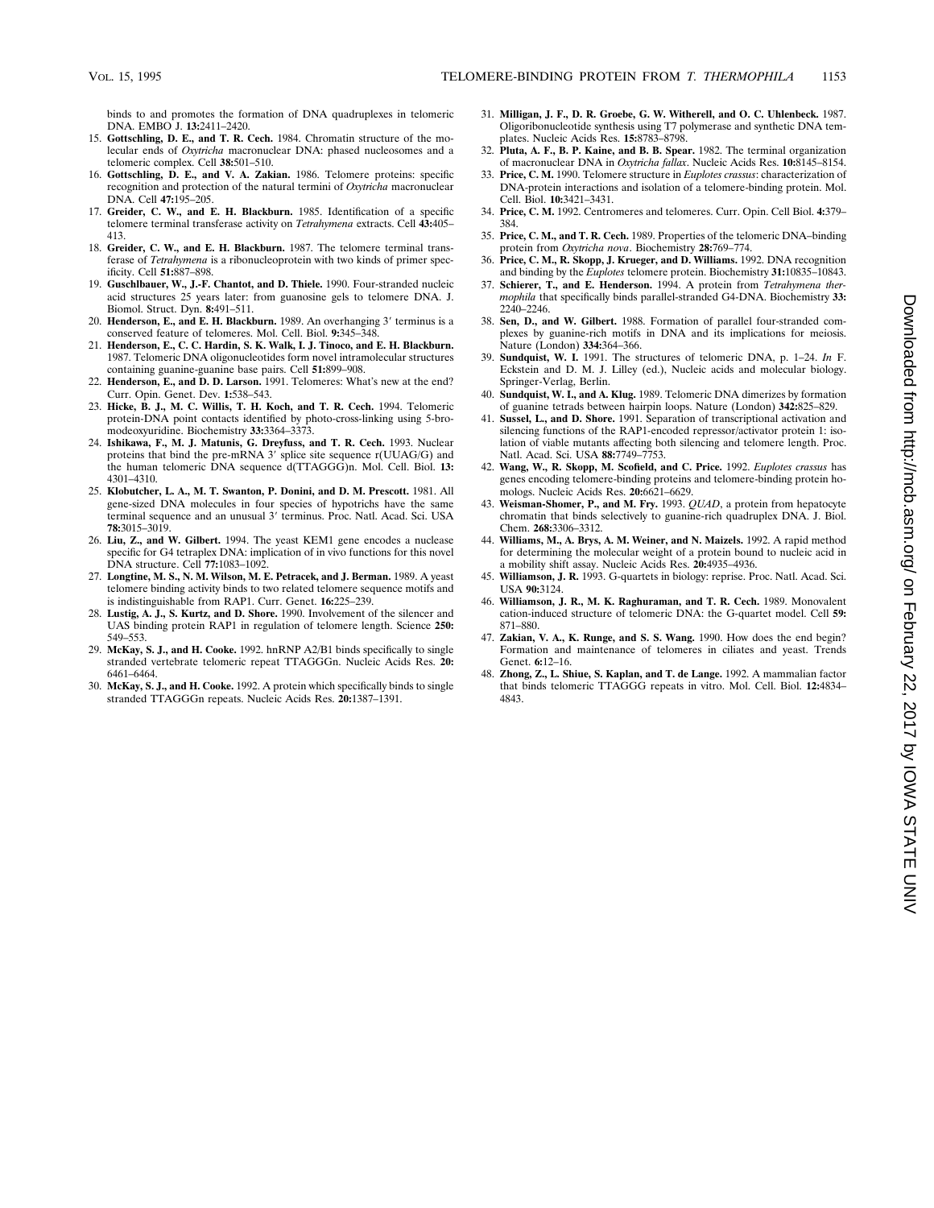binds to and promotes the formation of DNA quadruplexes in telomeric DNA. EMBO J. **13:**2411–2420.

15. **Gottschling, D. E., and T. R. Cech.** 1984. Chromatin structure of the molecular ends of *Oxytricha* macronuclear DNA: phased nucleosomes and a telomeric complex. Cell **38:**501–510.
16. **Gottschling, D. E., and V. A. Zakian.** 1986. Telomere proteins: specific recognition and protection of the natural termini of *Oxytricha* macronuclear DNA. Cell **47:**195–205.
17. **Greider, C. W., and E. H. Blackburn.** 1985. Identification of a specific telomere terminal transferase activity on *Tetrahymena* extracts. Cell **43:**405–413.
18. **Greider, C. W., and E. H. Blackburn.** 1987. The telomere terminal transferase of *Tetrahymena* is a ribonucleoprotein with two kinds of primer specificity. Cell **51:**887–898.
19. **Guschlbauer, W., J.-F. Chantot, and D. Thiele.** 1990. Four-stranded nucleic acid structures 25 years later: from guanosine gels to telomere DNA. J. Biomol. Struct. Dyn. **8:**491–511.
20. **Henderson, E., and E. H. Blackburn.** 1989. An overhanging 3′ terminus is a conserved feature of telomeres. Mol. Cell. Biol. **9:**345–348.
21. **Henderson, E., C. C. Hardin, S. K. Walk, I. J. Tinoco, and E. H. Blackburn.** 1987. Telomeric DNA oligonucleotides form novel intramolecular structures containing guanine-guanine base pairs. Cell **51:**899–908.
22. **Henderson, E., and D. D. Larson.** 1991. Telomeres: What's new at the end? Curr. Opin. Genet. Dev. **1:**538–543.
23. **Hicke, B. J., M. C. Willis, T. H. Koch, and T. R. Cech.** 1994. Telomeric protein-DNA point contacts identified by photo-cross-linking using 5-bromodeoxyuridine. Biochemistry **33:**3364–3373.
24. **Ishikawa, F., M. J. Matunis, G. Dreyfuss, and T. R. Cech.** 1993. Nuclear proteins that bind the pre-mRNA 3′ splice site sequence r(UUAG/G) and the human telomeric DNA sequence d(TTAGGG)n. Mol. Cell. Biol. **13:**4301–4310.
25. **Klobutcher, L. A., M. T. Swanton, P. Donini, and D. M. Prescott.** 1981. All gene-sized DNA molecules in four species of hypotrichs have the same terminal sequence and an unusual 3′ terminus. Proc. Natl. Acad. Sci. USA **78:**3015–3019.
26. **Liu, Z., and W. Gilbert.** 1994. The yeast KEM1 gene encodes a nuclease specific for G4 tetraplex DNA: implication of in vivo functions for this novel DNA structure. Cell **77:**1083–1092.
27. **Longtine, M. S., N. M. Wilson, M. E. Petracek, and J. Berman.** 1989. A yeast telomere binding activity binds to two related telomere sequence motifs and is indistinguishable from RAP1. Curr. Genet. **16:**225–239.
28. **Lustig, A. J., S. Kurtz, and D. Shore.** 1990. Involvement of the silencer and UAS binding protein RAP1 in regulation of telomere length. Science **250:**549–553.
29. **McKay, S. J., and H. Cooke.** 1992. hnRNP A2/B1 binds specifically to single stranded vertebrate telomeric repeat TTAGGGn. Nucleic Acids Res. **20:**6461–6464.
30. **McKay, S. J., and H. Cooke.** 1992. A protein which specifically binds to single stranded TTAGGGn repeats. Nucleic Acids Res. **20:**1387–1391.
31. **Milligan, J. F., D. R. Groebe, G. W. Witherell, and O. C. Uhlenbeck.** 1987. Oligoribonucleotide synthesis using T7 polymerase and synthetic DNA templates. Nucleic Acids Res. **15:**8783–8798.
32. **Pluta, A. F., B. P. Kaine, and B. B. Spear.** 1982. The terminal organization of macronuclear DNA in *Oxytricha fallax*. Nucleic Acids Res. **10:**8145–8154.
33. **Price, C. M.** 1990. Telomere structure in *Euplotes crassus*: characterization of DNA-protein interactions and isolation of a telomere-binding protein. Mol. Cell. Biol. **10:**3421–3431.
34. **Price, C. M.** 1992. Centromeres and telomeres. Curr. Opin. Cell Biol. **4:**379–384.
35. **Price, C. M., and T. R. Cech.** 1989. Properties of the telomeric DNA–binding protein from *Oxytricha nova*. Biochemistry **28:**769–774.
36. **Price, C. M., R. Skopp, J. Krueger, and D. Williams.** 1992. DNA recognition and binding by the *Euplotes* telomere protein. Biochemistry **31:**10835–10843.
37. **Schierer, T., and E. Henderson.** 1994. A protein from *Tetrahymena thermophila* that specifically binds parallel-stranded G4-DNA. Biochemistry **33:**2240–2246.
38. **Sen, D., and W. Gilbert.** 1988. Formation of parallel four-stranded complexes by guanine-rich motifs in DNA and its implications for meiosis. Nature (London) **334:**364–366.
39. **Sundquist, W. I.** 1991. The structures of telomeric DNA, p. 1–24. *In* F. Eckstein and D. M. J. Lilley (ed.), Nucleic acids and molecular biology. Springer-Verlag, Berlin.
40. **Sundquist, W. I., and A. Klug.** 1989. Telomeric DNA dimerizes by formation of guanine tetrads between hairpin loops. Nature (London) **342:**825–829.
41. **Sussel, L., and D. Shore.** 1991. Separation of transcriptional activation and silencing functions of the RAP1-encoded repressor/activator protein 1: isolation of viable mutants affecting both silencing and telomere length. Proc. Natl. Acad. Sci. USA **88:**7749–7753.
42. **Wang, W., R. Skopp, M. Scofield, and C. Price.** 1992. *Euplotes crassus* has genes encoding telomere-binding proteins and telomere-binding protein homologs. Nucleic Acids Res. **20:**6621–6629.
43. **Weisman-Shomer, P., and M. Fry.** 1993. *QUAD*, a protein from hepatocyte chromatin that binds selectively to guanine-rich quadruplex DNA. J. Biol. Chem. **268:**3306–3312.
44. **Williams, M., A. Brys, A. M. Weiner, and N. Maizels.** 1992. A rapid method for determining the molecular weight of a protein bound to nucleic acid in a mobility shift assay. Nucleic Acids Res. **20:**4935–4936.
45. **Williamson, J. R.** 1993. G-quartets in biology: reprise. Proc. Natl. Acad. Sci. USA **90:**3124.
46. **Williamson, J. R., M. K. Raghuraman, and T. R. Cech.** 1989. Monovalent cation-induced structure of telomeric DNA: the G-quartet model. Cell **59:**871–880.
47. **Zakian, V. A., K. Runge, and S. S. Wang.** 1990. How does the end begin? Formation and maintenance of telomeres in ciliates and yeast. Trends Genet. **6:**12–16.
48. **Zhong, Z., L. Shiue, S. Kaplan, and T. de Lange.** 1992. A mammalian factor that binds telomeric TTAGGG repeats in vitro. Mol. Cell. Biol. **12:**4834–4843.